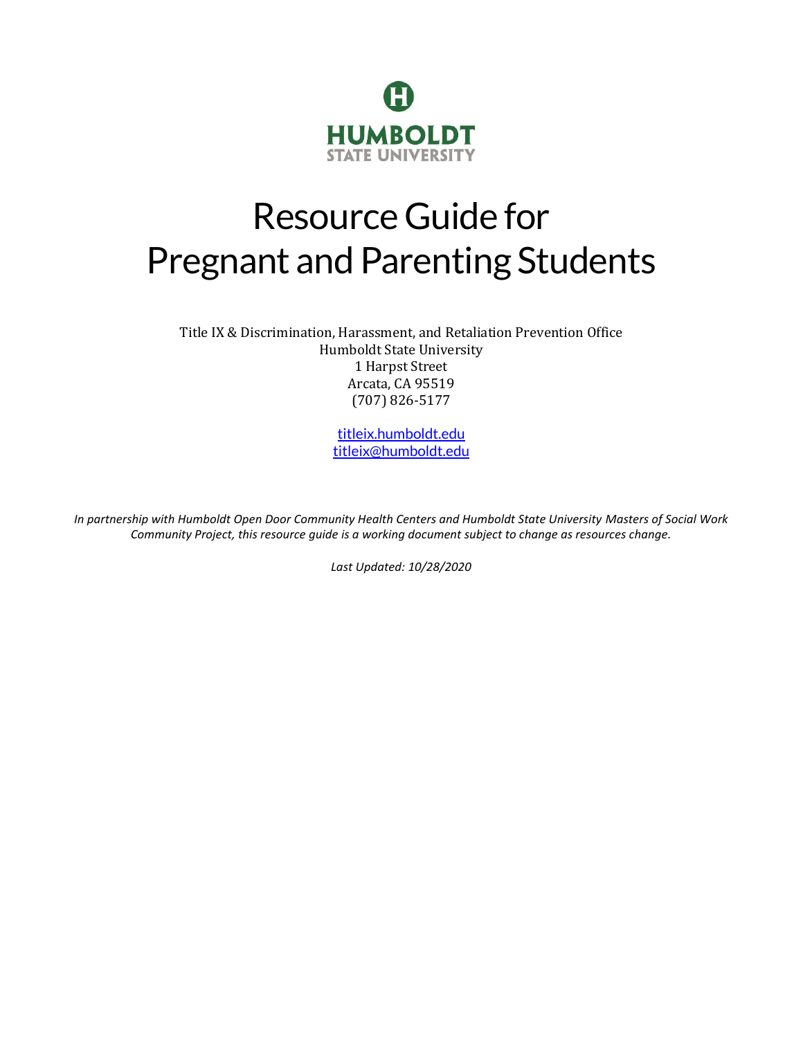HUMBOLDT
STATE UNIVERSITY

# Resource Guide for Pregnant and Parenting Students

Title IX & Discrimination, Harassment, and Retaliation Prevention Office
Humboldt State University
1 Harpst Street
Arcata, CA 95519
(707) 826-5177

[titleix.humboldt.edu](titleix.humboldt.edu)
[titleix@humboldt.edu](mailto:titleix@humboldt.edu)

*In partnership with Humboldt Open Door Community Health Centers and Humboldt State University Masters of Social Work Community Project, this resource guide is a working document subject to change as resources change.*

*Last Updated: 10/28/2020*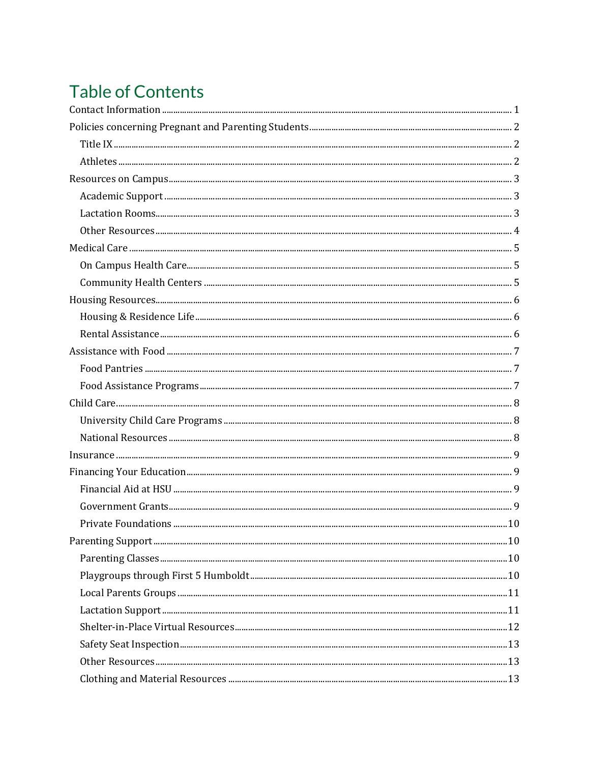# Table of Contents

- Contact Information ..... 1
- Policies concerning Pregnant and Parenting Students ..... 2
  - Title IX ..... 2
  - Athletes ..... 2
- Resources on Campus ..... 3
  - Academic Support ..... 3
  - Lactation Rooms ..... 3
  - Other Resources ..... 4
- Medical Care ..... 5
  - On Campus Health Care ..... 5
  - Community Health Centers ..... 5
- Housing Resources ..... 6
  - Housing & Residence Life ..... 6
  - Rental Assistance ..... 6
- Assistance with Food ..... 7
  - Food Pantries ..... 7
  - Food Assistance Programs ..... 7
- Child Care ..... 8
  - University Child Care Programs ..... 8
  - National Resources ..... 8
- Insurance ..... 9
- Financing Your Education ..... 9
  - Financial Aid at HSU ..... 9
  - Government Grants ..... 9
  - Private Foundations ..... 10
- Parenting Support ..... 10
  - Parenting Classes ..... 10
  - Playgroups through First 5 Humboldt ..... 10
  - Local Parents Groups ..... 11
  - Lactation Support ..... 11
  - Shelter-in-Place Virtual Resources ..... 12
  - Safety Seat Inspection ..... 13
  - Other Resources ..... 13
  - Clothing and Material Resources ..... 13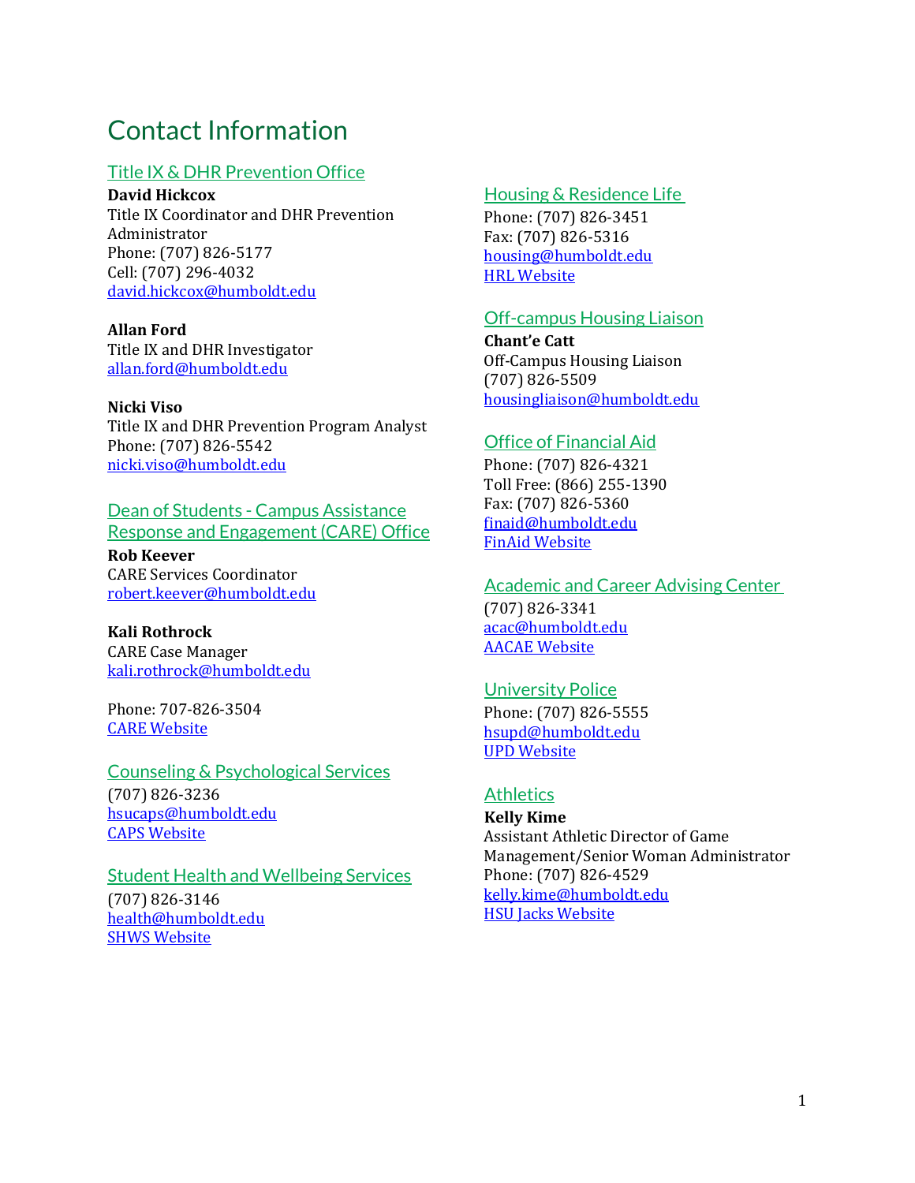# Contact Information

## Title IX & DHR Prevention Office

**David Hickcox**
Title IX Coordinator and DHR Prevention Administrator
Phone: (707) 826-5177
Cell: (707) 296-4032
david.hickcox@humboldt.edu

**Allan Ford**
Title IX and DHR Investigator
allan.ford@humboldt.edu

**Nicki Viso**
Title IX and DHR Prevention Program Analyst
Phone: (707) 826-5542
nicki.viso@humboldt.edu

## Dean of Students - Campus Assistance Response and Engagement (CARE) Office

**Rob Keever**
CARE Services Coordinator
robert.keever@humboldt.edu

**Kali Rothrock**
CARE Case Manager
kali.rothrock@humboldt.edu

Phone: 707-826-3504
CARE Website

## Counseling & Psychological Services

(707) 826-3236
hsucaps@humboldt.edu
CAPS Website

## Student Health and Wellbeing Services

(707) 826-3146
health@humboldt.edu
SHWS Website

## Housing & Residence Life

Phone: (707) 826-3451
Fax: (707) 826-5316
housing@humboldt.edu
HRL Website

## Off-campus Housing Liaison

**Chant'e Catt**
Off-Campus Housing Liaison
(707) 826-5509
housingliaison@humboldt.edu

## Office of Financial Aid

Phone: (707) 826-4321
Toll Free: (866) 255-1390
Fax: (707) 826-5360
finaid@humboldt.edu
FinAid Website

## Academic and Career Advising Center

(707) 826-3341
acac@humboldt.edu
AACAE Website

## University Police

Phone: (707) 826-5555
hsupd@humboldt.edu
UPD Website

## Athletics

**Kelly Kime**
Assistant Athletic Director of Game Management/Senior Woman Administrator
Phone: (707) 826-4529
kelly.kime@humboldt.edu
HSU Jacks Website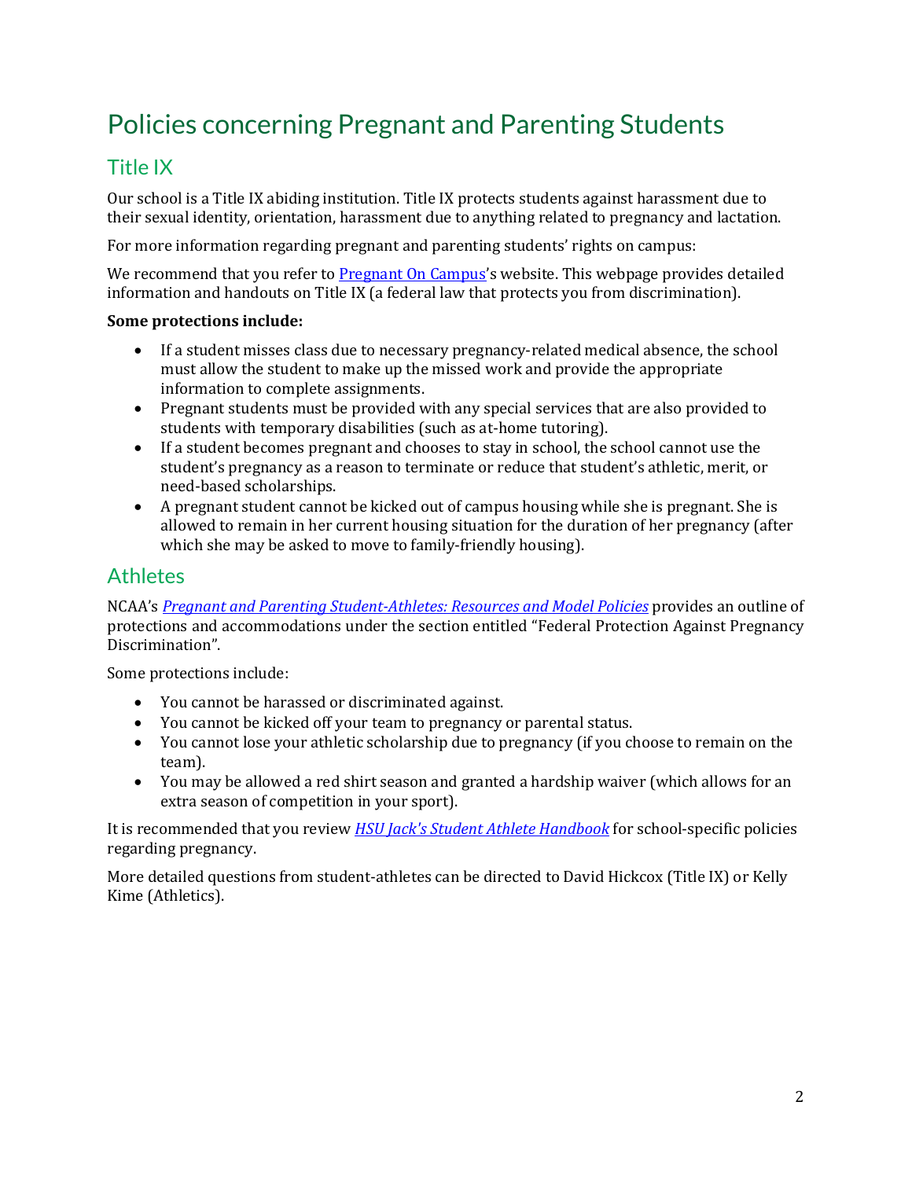# Policies concerning Pregnant and Parenting Students

## Title IX

Our school is a Title IX abiding institution. Title IX protects students against harassment due to their sexual identity, orientation, harassment due to anything related to pregnancy and lactation.

For more information regarding pregnant and parenting students' rights on campus:

We recommend that you refer to Pregnant On Campus's website. This webpage provides detailed information and handouts on Title IX (a federal law that protects you from discrimination).

**Some protections include:**

- If a student misses class due to necessary pregnancy-related medical absence, the school must allow the student to make up the missed work and provide the appropriate information to complete assignments.
- Pregnant students must be provided with any special services that are also provided to students with temporary disabilities (such as at-home tutoring).
- If a student becomes pregnant and chooses to stay in school, the school cannot use the student's pregnancy as a reason to terminate or reduce that student's athletic, merit, or need-based scholarships.
- A pregnant student cannot be kicked out of campus housing while she is pregnant. She is allowed to remain in her current housing situation for the duration of her pregnancy (after which she may be asked to move to family-friendly housing).

## Athletes

NCAA's *Pregnant and Parenting Student-Athletes: Resources and Model Policies* provides an outline of protections and accommodations under the section entitled "Federal Protection Against Pregnancy Discrimination".

Some protections include:

- You cannot be harassed or discriminated against.
- You cannot be kicked off your team to pregnancy or parental status.
- You cannot lose your athletic scholarship due to pregnancy (if you choose to remain on the team).
- You may be allowed a red shirt season and granted a hardship waiver (which allows for an extra season of competition in your sport).

It is recommended that you review *HSU Jack's Student Athlete Handbook* for school-specific policies regarding pregnancy.

More detailed questions from student-athletes can be directed to David Hickcox (Title IX) or Kelly Kime (Athletics).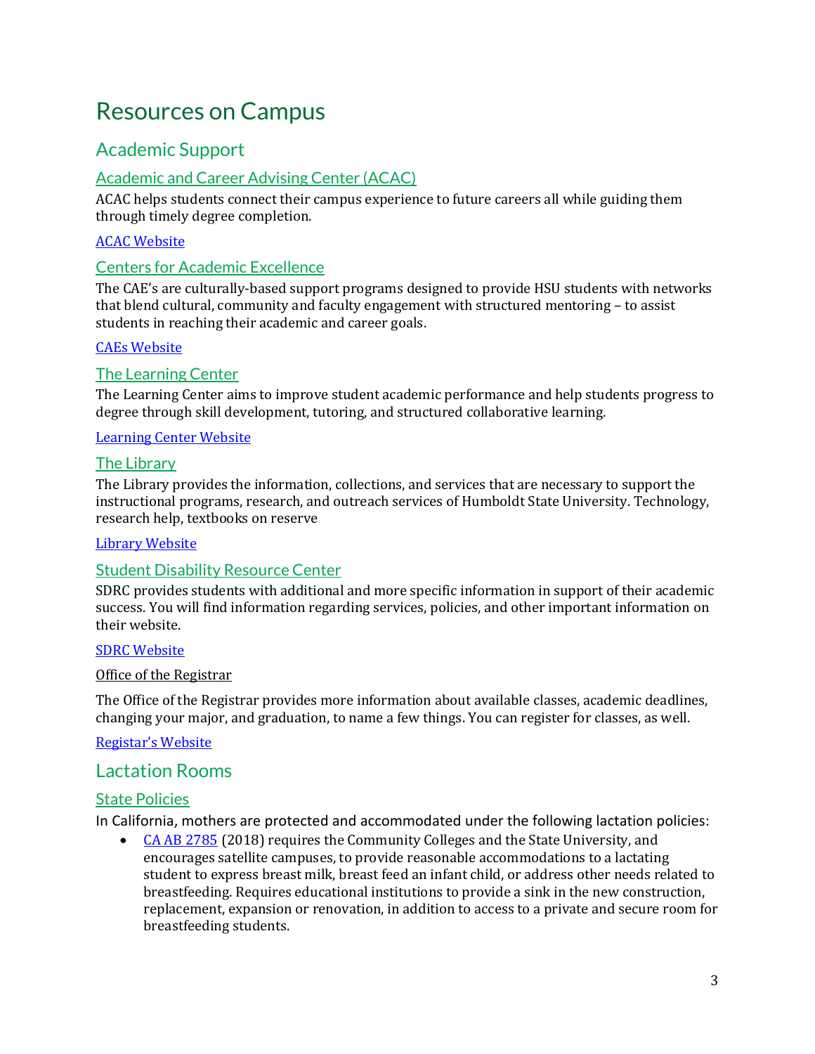# Resources on Campus

## Academic Support

### Academic and Career Advising Center (ACAC)

ACAC helps students connect their campus experience to future careers all while guiding them through timely degree completion.

ACAC Website

### Centers for Academic Excellence

The CAE's are culturally-based support programs designed to provide HSU students with networks that blend cultural, community and faculty engagement with structured mentoring – to assist students in reaching their academic and career goals.

CAEs Website

### The Learning Center

The Learning Center aims to improve student academic performance and help students progress to degree through skill development, tutoring, and structured collaborative learning.

Learning Center Website

### The Library

The Library provides the information, collections, and services that are necessary to support the instructional programs, research, and outreach services of Humboldt State University. Technology, research help, textbooks on reserve

Library Website

### Student Disability Resource Center

SDRC provides students with additional and more specific information in support of their academic success. You will find information regarding services, policies, and other important information on their website.

SDRC Website

Office of the Registrar

The Office of the Registrar provides more information about available classes, academic deadlines, changing your major, and graduation, to name a few things. You can register for classes, as well.

Registar's Website

## Lactation Rooms

### State Policies

In California, mothers are protected and accommodated under the following lactation policies:

- CA AB 2785 (2018) requires the Community Colleges and the State University, and encourages satellite campuses, to provide reasonable accommodations to a lactating student to express breast milk, breast feed an infant child, or address other needs related to breastfeeding. Requires educational institutions to provide a sink in the new construction, replacement, expansion or renovation, in addition to access to a private and secure room for breastfeeding students.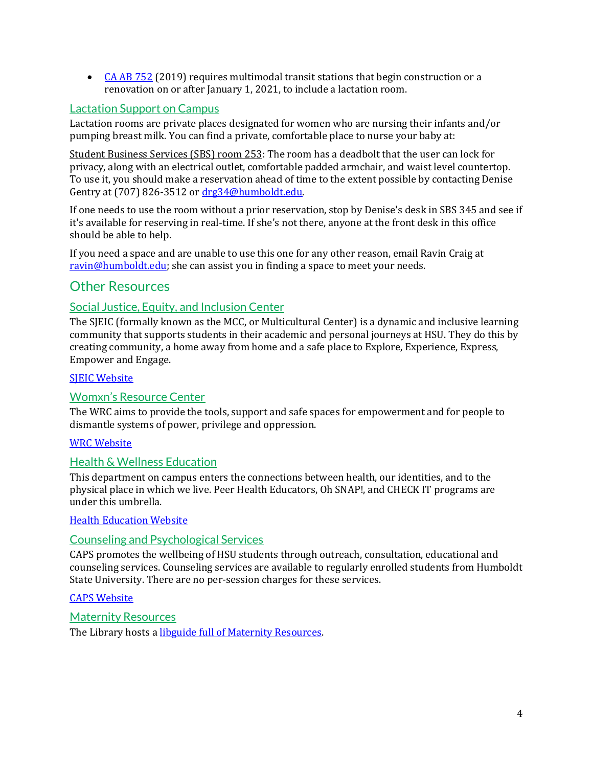- [CA AB 752](#) (2019) requires multimodal transit stations that begin construction or a renovation on or after January 1, 2021, to include a lactation room.

### Lactation Support on Campus

Lactation rooms are private places designated for women who are nursing their infants and/or pumping breast milk. You can find a private, comfortable place to nurse your baby at:

Student Business Services (SBS) room 253: The room has a deadbolt that the user can lock for privacy, along with an electrical outlet, comfortable padded armchair, and waist level countertop. To use it, you should make a reservation ahead of time to the extent possible by contacting Denise Gentry at (707) 826-3512 or drg34@humboldt.edu.

If one needs to use the room without a prior reservation, stop by Denise's desk in SBS 345 and see if it's available for reserving in real-time. If she's not there, anyone at the front desk in this office should be able to help.

If you need a space and are unable to use this one for any other reason, email Ravin Craig at ravin@humboldt.edu; she can assist you in finding a space to meet your needs.

## Other Resources

### Social Justice, Equity, and Inclusion Center

The SJEIC (formally known as the MCC, or Multicultural Center) is a dynamic and inclusive learning community that supports students in their academic and personal journeys at HSU. They do this by creating community, a home away from home and a safe place to Explore, Experience, Express, Empower and Engage.

[SJEIC Website](#)

### Womxn's Resource Center

The WRC aims to provide the tools, support and safe spaces for empowerment and for people to dismantle systems of power, privilege and oppression.

[WRC Website](#)

### Health & Wellness Education

This department on campus enters the connections between health, our identities, and to the physical place in which we live. Peer Health Educators, Oh SNAP!, and CHECK IT programs are under this umbrella.

[Health Education Website](#)

### Counseling and Psychological Services

CAPS promotes the wellbeing of HSU students through outreach, consultation, educational and counseling services. Counseling services are available to regularly enrolled students from Humboldt State University. There are no per-session charges for these services.

[CAPS Website](#)

### Maternity Resources

The Library hosts a [libguide full of Maternity Resources](#).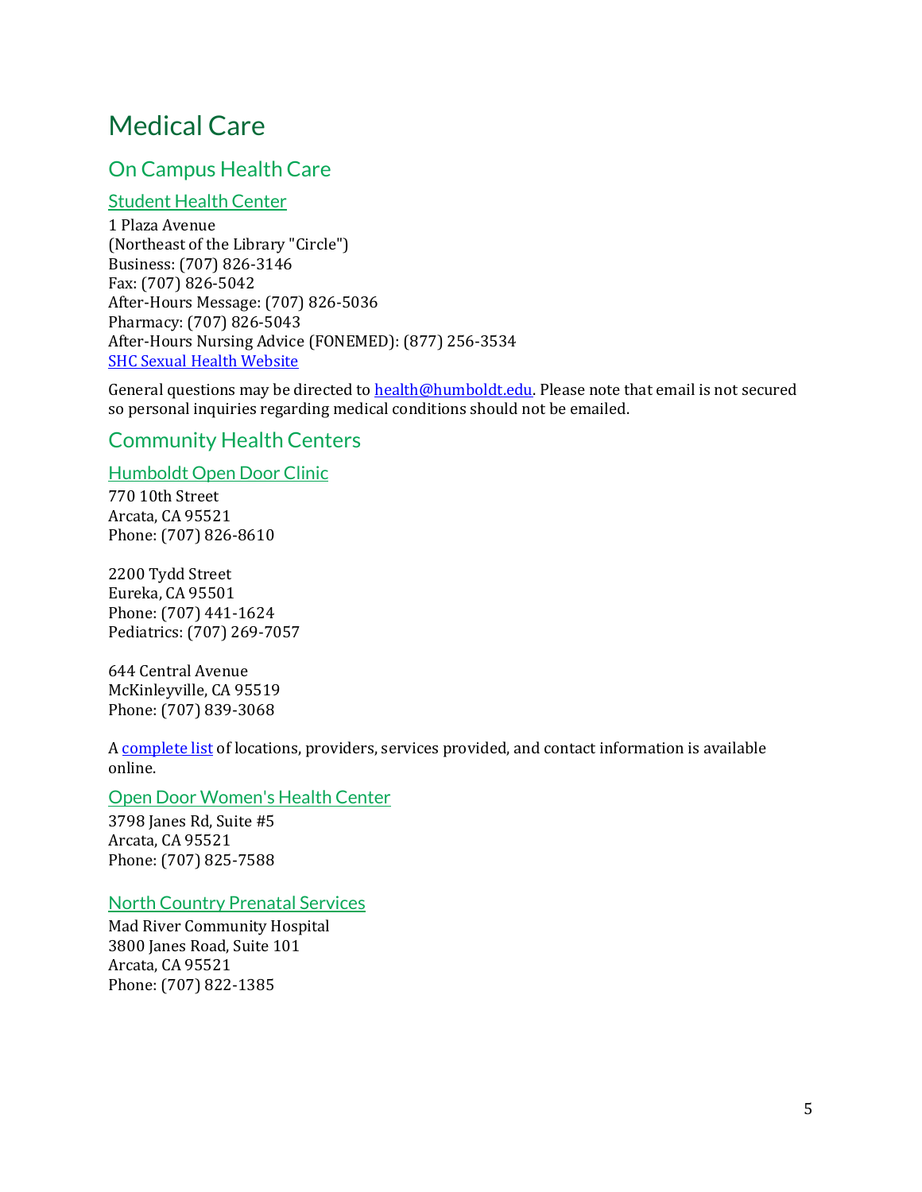# Medical Care

## On Campus Health Care

### Student Health Center

1 Plaza Avenue
(Northeast of the Library "Circle")
Business: (707) 826-3146
Fax: (707) 826-5042
After-Hours Message: (707) 826-5036
Pharmacy: (707) 826-5043
After-Hours Nursing Advice (FONEMED): (877) 256-3534
SHC Sexual Health Website

General questions may be directed to health@humboldt.edu. Please note that email is not secured so personal inquiries regarding medical conditions should not be emailed.

## Community Health Centers

### Humboldt Open Door Clinic

770 10th Street
Arcata, CA 95521
Phone: (707) 826-8610

2200 Tydd Street
Eureka, CA 95501
Phone: (707) 441-1624
Pediatrics: (707) 269-7057

644 Central Avenue
McKinleyville, CA 95519
Phone: (707) 839-3068

A complete list of locations, providers, services provided, and contact information is available online.

### Open Door Women's Health Center

3798 Janes Rd, Suite #5
Arcata, CA 95521
Phone: (707) 825-7588

### North Country Prenatal Services

Mad River Community Hospital
3800 Janes Road, Suite 101
Arcata, CA 95521
Phone: (707) 822-1385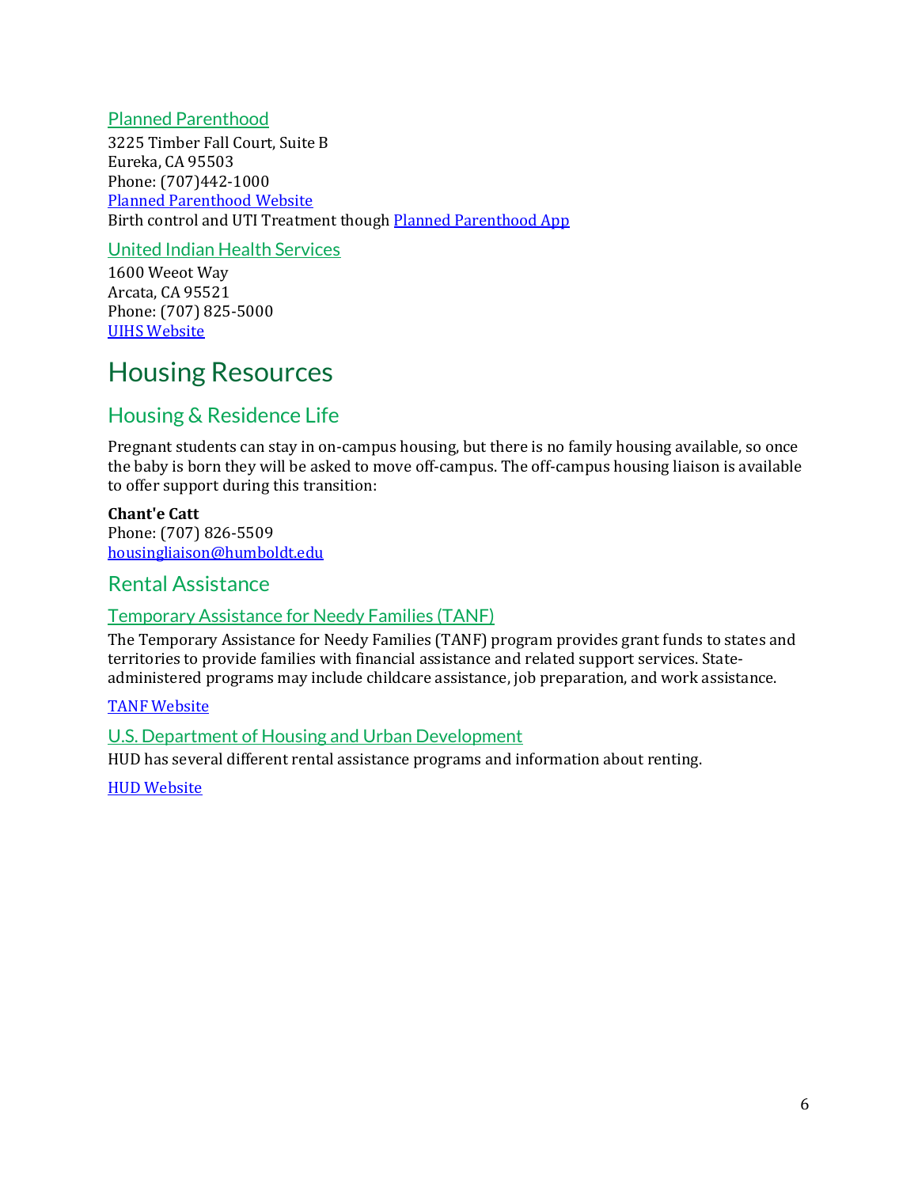### Planned Parenthood

3225 Timber Fall Court, Suite B
Eureka, CA 95503
Phone: (707)442-1000
Planned Parenthood Website
Birth control and UTI Treatment though Planned Parenthood App

### United Indian Health Services

1600 Weeot Way
Arcata, CA 95521
Phone: (707) 825-5000
UIHS Website

# Housing Resources

## Housing & Residence Life

Pregnant students can stay in on-campus housing, but there is no family housing available, so once the baby is born they will be asked to move off-campus. The off-campus housing liaison is available to offer support during this transition:

**Chant'e Catt**
Phone: (707) 826-5509
housingliaison@humboldt.edu

## Rental Assistance

### Temporary Assistance for Needy Families (TANF)

The Temporary Assistance for Needy Families (TANF) program provides grant funds to states and territories to provide families with financial assistance and related support services. State-administered programs may include childcare assistance, job preparation, and work assistance.

TANF Website

### U.S. Department of Housing and Urban Development

HUD has several different rental assistance programs and information about renting.

HUD Website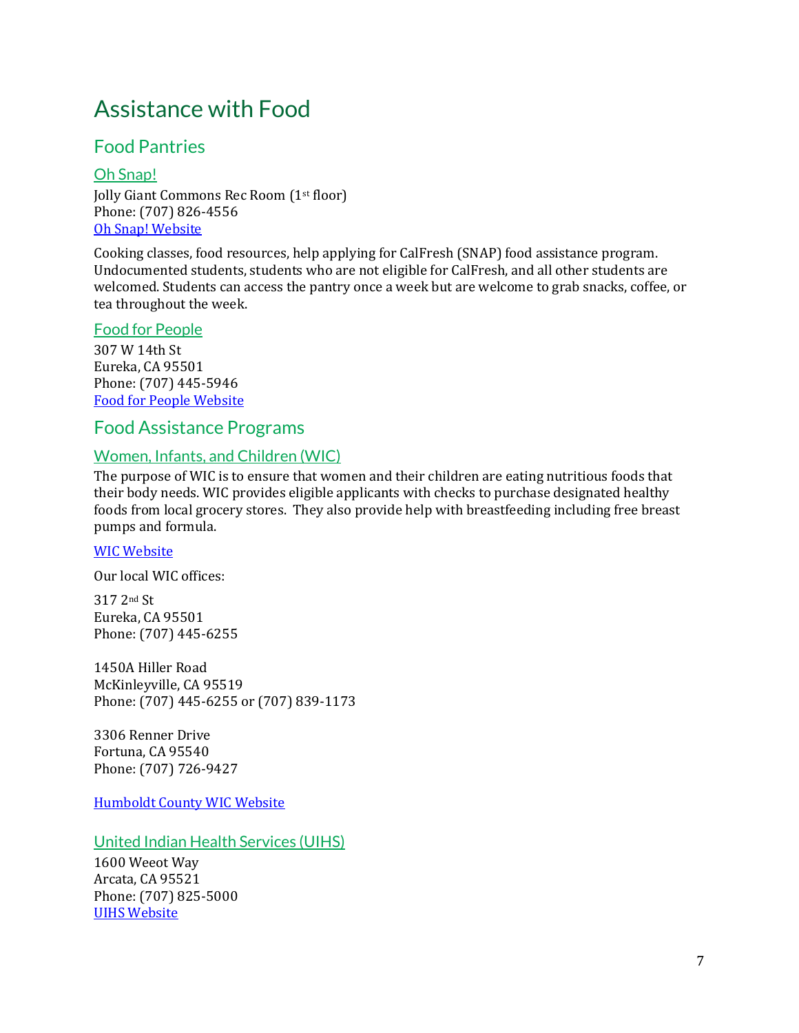# Assistance with Food

## Food Pantries

### Oh Snap!

Jolly Giant Commons Rec Room (1st floor)
Phone: (707) 826-4556
Oh Snap! Website

Cooking classes, food resources, help applying for CalFresh (SNAP) food assistance program. Undocumented students, students who are not eligible for CalFresh, and all other students are welcomed. Students can access the pantry once a week but are welcome to grab snacks, coffee, or tea throughout the week.

### Food for People

307 W 14th St
Eureka, CA 95501
Phone: (707) 445-5946
Food for People Website

## Food Assistance Programs

### Women, Infants, and Children (WIC)

The purpose of WIC is to ensure that women and their children are eating nutritious foods that their body needs. WIC provides eligible applicants with checks to purchase designated healthy foods from local grocery stores. They also provide help with breastfeeding including free breast pumps and formula.

WIC Website

Our local WIC offices:

317 2nd St
Eureka, CA 95501
Phone: (707) 445-6255

1450A Hiller Road
McKinleyville, CA 95519
Phone: (707) 445-6255 or (707) 839-1173

3306 Renner Drive
Fortuna, CA 95540
Phone: (707) 726-9427

Humboldt County WIC Website

### United Indian Health Services (UIHS)

1600 Weeot Way
Arcata, CA 95521
Phone: (707) 825-5000
UIHS Website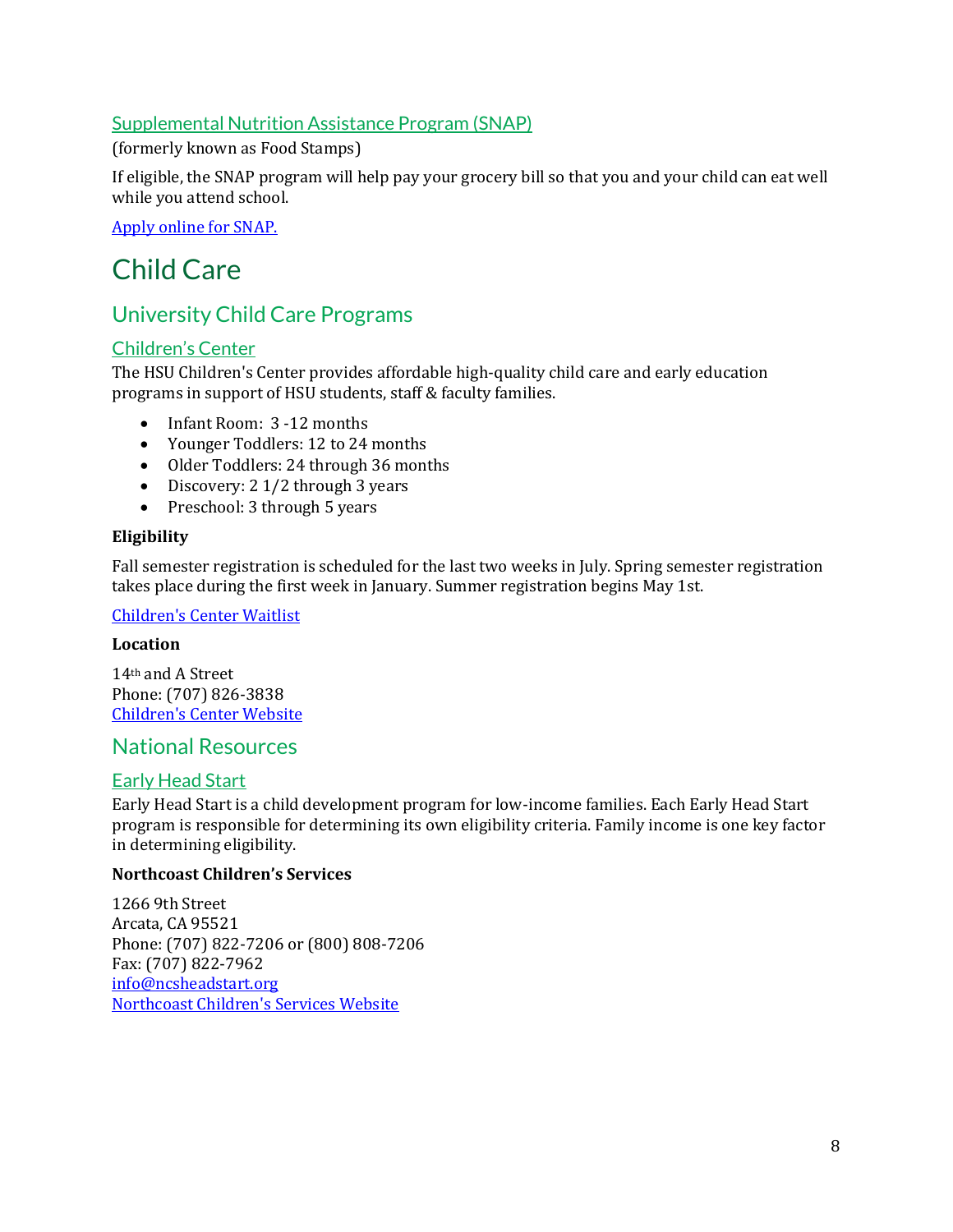### Supplemental Nutrition Assistance Program (SNAP)

(formerly known as Food Stamps)

If eligible, the SNAP program will help pay your grocery bill so that you and your child can eat well while you attend school.

Apply online for SNAP.

# Child Care

## University Child Care Programs

### Children's Center

The HSU Children's Center provides affordable high-quality child care and early education programs in support of HSU students, staff & faculty families.

- Infant Room: 3 -12 months
- Younger Toddlers: 12 to 24 months
- Older Toddlers: 24 through 36 months
- Discovery: 2 1/2 through 3 years
- Preschool: 3 through 5 years

**Eligibility**

Fall semester registration is scheduled for the last two weeks in July. Spring semester registration takes place during the first week in January. Summer registration begins May 1st.

Children's Center Waitlist

**Location**

14th and A Street
Phone: (707) 826-3838
Children's Center Website

## National Resources

### Early Head Start

Early Head Start is a child development program for low-income families. Each Early Head Start program is responsible for determining its own eligibility criteria. Family income is one key factor in determining eligibility.

**Northcoast Children's Services**

1266 9th Street
Arcata, CA 95521
Phone: (707) 822-7206 or (800) 808-7206
Fax: (707) 822-7962
info@ncsheadstart.org
Northcoast Children's Services Website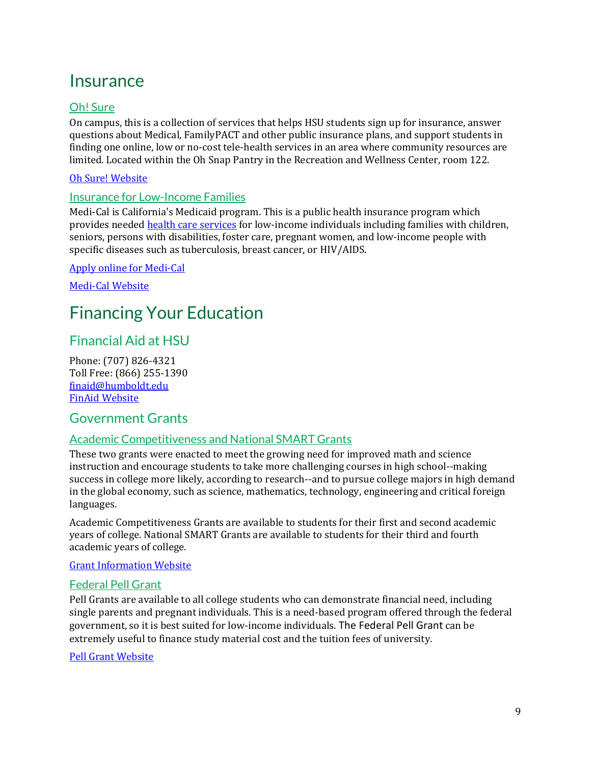# Insurance

### Oh! Sure

On campus, this is a collection of services that helps HSU students sign up for insurance, answer questions about Medical, FamilyPACT and other public insurance plans, and support students in finding one online, low or no-cost tele-health services in an area where community resources are limited. Located within the Oh Snap Pantry in the Recreation and Wellness Center, room 122.

Oh Sure! Website

### Insurance for Low-Income Families

Medi-Cal is California's Medicaid program. This is a public health insurance program which provides needed health care services for low-income individuals including families with children, seniors, persons with disabilities, foster care, pregnant women, and low-income people with specific diseases such as tuberculosis, breast cancer, or HIV/AIDS.

Apply online for Medi-Cal

Medi-Cal Website

# Financing Your Education

## Financial Aid at HSU

Phone: (707) 826-4321
Toll Free: (866) 255-1390
finaid@humboldt.edu
FinAid Website

## Government Grants

### Academic Competitiveness and National SMART Grants

These two grants were enacted to meet the growing need for improved math and science instruction and encourage students to take more challenging courses in high school--making success in college more likely, according to research--and to pursue college majors in high demand in the global economy, such as science, mathematics, technology, engineering and critical foreign languages.

Academic Competitiveness Grants are available to students for their first and second academic years of college. National SMART Grants are available to students for their third and fourth academic years of college.

Grant Information Website

### Federal Pell Grant

Pell Grants are available to all college students who can demonstrate financial need, including single parents and pregnant individuals. This is a need-based program offered through the federal government, so it is best suited for low-income individuals. The Federal Pell Grant can be extremely useful to finance study material cost and the tuition fees of university.

Pell Grant Website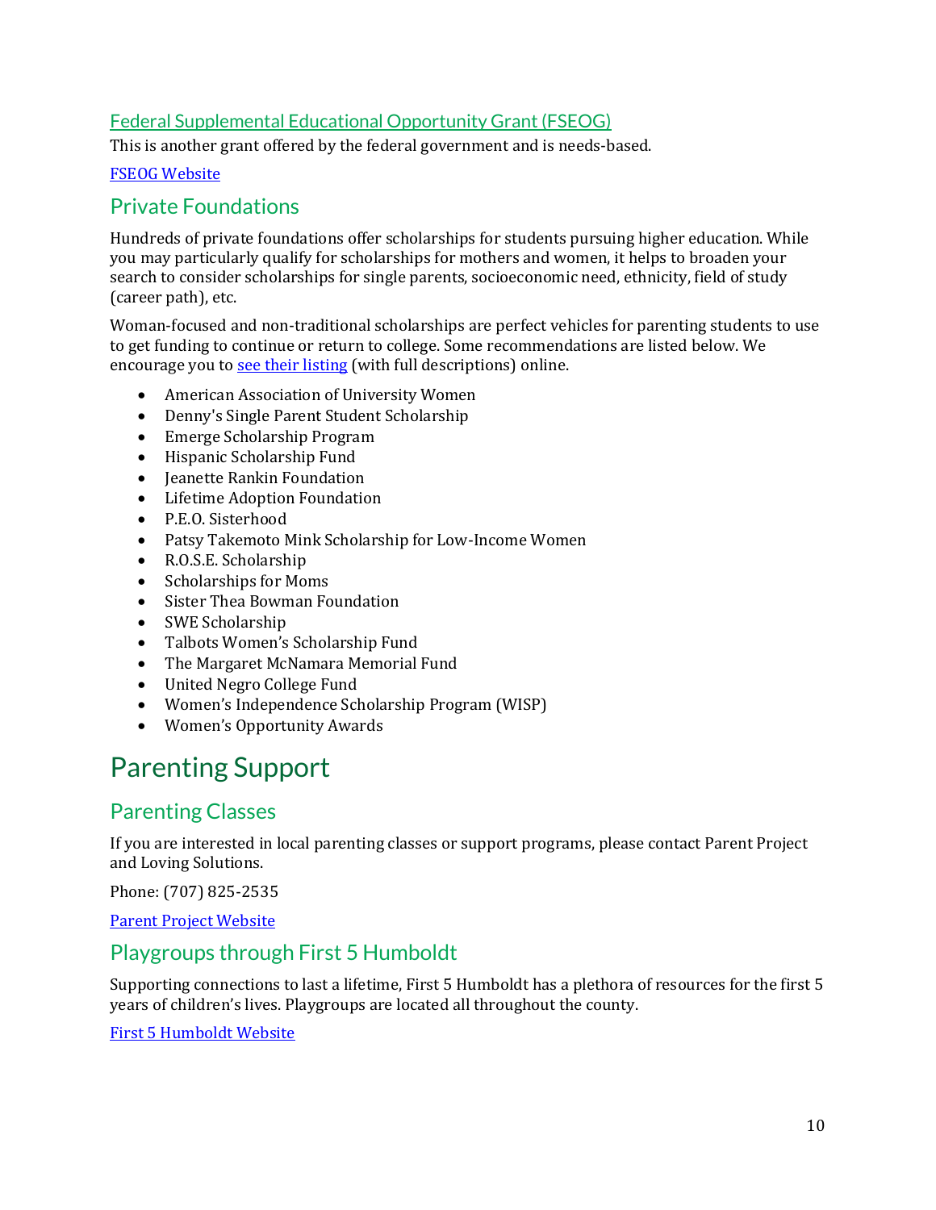### Federal Supplemental Educational Opportunity Grant (FSEOG)

This is another grant offered by the federal government and is needs-based.

FSEOG Website

## Private Foundations

Hundreds of private foundations offer scholarships for students pursuing higher education. While you may particularly qualify for scholarships for mothers and women, it helps to broaden your search to consider scholarships for single parents, socioeconomic need, ethnicity, field of study (career path), etc.

Woman-focused and non-traditional scholarships are perfect vehicles for parenting students to use to get funding to continue or return to college. Some recommendations are listed below. We encourage you to see their listing (with full descriptions) online.

- American Association of University Women
- Denny's Single Parent Student Scholarship
- Emerge Scholarship Program
- Hispanic Scholarship Fund
- Jeanette Rankin Foundation
- Lifetime Adoption Foundation
- P.E.O. Sisterhood
- Patsy Takemoto Mink Scholarship for Low-Income Women
- R.O.S.E. Scholarship
- Scholarships for Moms
- Sister Thea Bowman Foundation
- SWE Scholarship
- Talbots Women's Scholarship Fund
- The Margaret McNamara Memorial Fund
- United Negro College Fund
- Women's Independence Scholarship Program (WISP)
- Women's Opportunity Awards

# Parenting Support

## Parenting Classes

If you are interested in local parenting classes or support programs, please contact Parent Project and Loving Solutions.

Phone: (707) 825-2535

Parent Project Website

## Playgroups through First 5 Humboldt

Supporting connections to last a lifetime, First 5 Humboldt has a plethora of resources for the first 5 years of children's lives. Playgroups are located all throughout the county.

First 5 Humboldt Website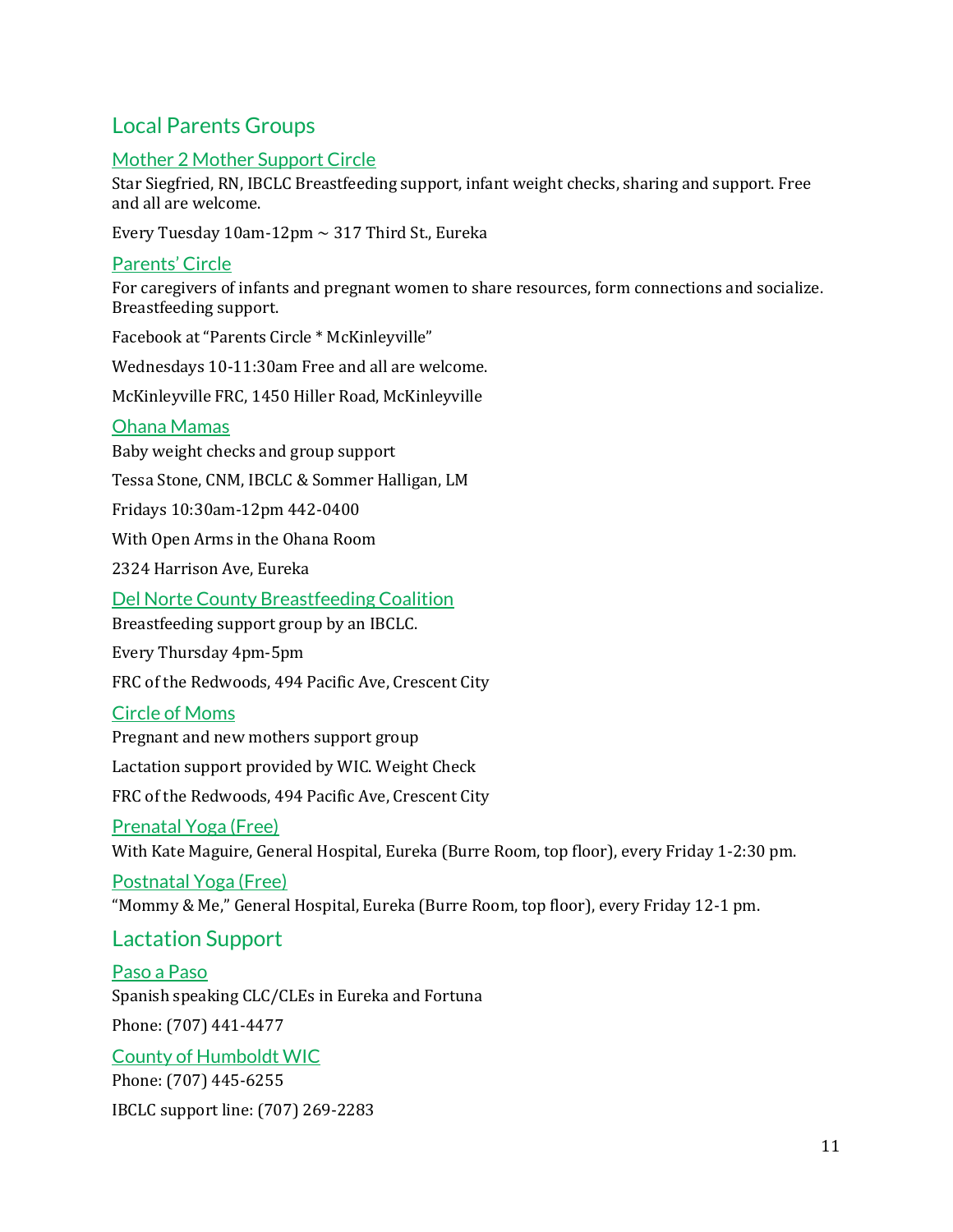## Local Parents Groups

### Mother 2 Mother Support Circle

Star Siegfried, RN, IBCLC Breastfeeding support, infant weight checks, sharing and support. Free and all are welcome.

Every Tuesday 10am-12pm ~ 317 Third St., Eureka

### Parents' Circle

For caregivers of infants and pregnant women to share resources, form connections and socialize. Breastfeeding support.

Facebook at "Parents Circle * McKinleyville"

Wednesdays 10-11:30am Free and all are welcome.

McKinleyville FRC, 1450 Hiller Road, McKinleyville

### Ohana Mamas

Baby weight checks and group support

Tessa Stone, CNM, IBCLC & Sommer Halligan, LM

Fridays 10:30am-12pm 442-0400

With Open Arms in the Ohana Room

2324 Harrison Ave, Eureka

### Del Norte County Breastfeeding Coalition

Breastfeeding support group by an IBCLC.

Every Thursday 4pm-5pm

FRC of the Redwoods, 494 Pacific Ave, Crescent City

### Circle of Moms

Pregnant and new mothers support group

Lactation support provided by WIC. Weight Check

FRC of the Redwoods, 494 Pacific Ave, Crescent City

### Prenatal Yoga (Free)

With Kate Maguire, General Hospital, Eureka (Burre Room, top floor), every Friday 1-2:30 pm.

### Postnatal Yoga (Free)

"Mommy & Me," General Hospital, Eureka (Burre Room, top floor), every Friday 12-1 pm.

## Lactation Support

### Paso a Paso

Spanish speaking CLC/CLEs in Eureka and Fortuna

Phone: (707) 441-4477

### County of Humboldt WIC

Phone: (707) 445-6255

IBCLC support line: (707) 269-2283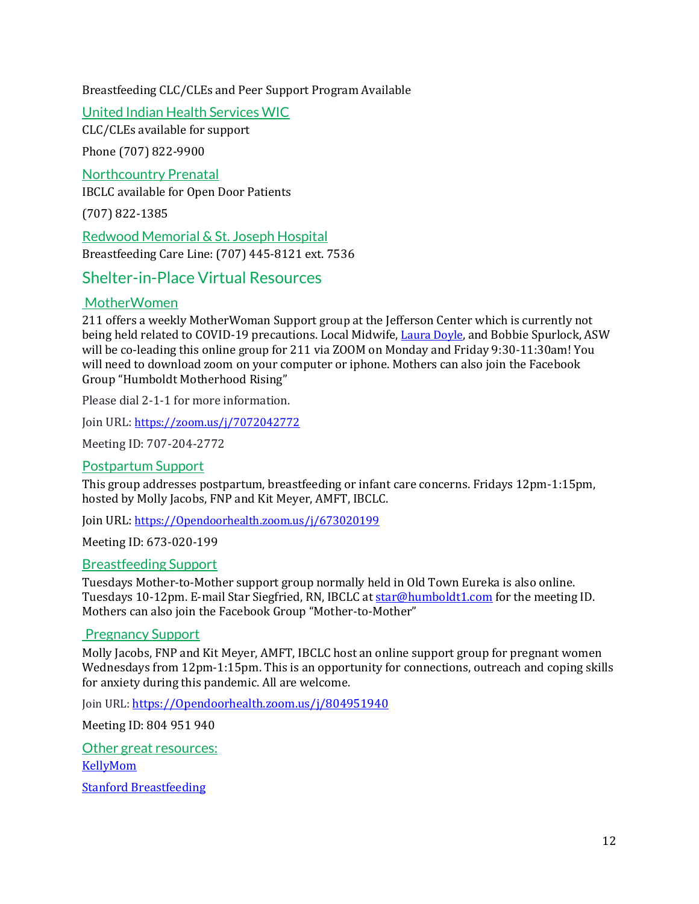Breastfeeding CLC/CLEs and Peer Support Program Available

### United Indian Health Services WIC

CLC/CLEs available for support

Phone (707) 822-9900

### Northcountry Prenatal

IBCLC available for Open Door Patients

(707) 822-1385

### Redwood Memorial & St. Joseph Hospital

Breastfeeding Care Line: (707) 445-8121 ext. 7536

## Shelter-in-Place Virtual Resources

### MotherWomen

211 offers a weekly MotherWoman Support group at the Jefferson Center which is currently not being held related to COVID-19 precautions. Local Midwife, Laura Doyle, and Bobbie Spurlock, ASW will be co-leading this online group for 211 via ZOOM on Monday and Friday 9:30-11:30am! You will need to download zoom on your computer or iphone. Mothers can also join the Facebook Group "Humboldt Motherhood Rising"

Please dial 2-1-1 for more information.

Join URL: https://zoom.us/j/7072042772

Meeting ID: 707-204-2772

### Postpartum Support

This group addresses postpartum, breastfeeding or infant care concerns. Fridays 12pm-1:15pm, hosted by Molly Jacobs, FNP and Kit Meyer, AMFT, IBCLC.

Join URL: https://Opendoorhealth.zoom.us/j/673020199

Meeting ID: 673-020-199

### Breastfeeding Support

Tuesdays Mother-to-Mother support group normally held in Old Town Eureka is also online. Tuesdays 10-12pm. E-mail Star Siegfried, RN, IBCLC at star@humboldt1.com for the meeting ID. Mothers can also join the Facebook Group "Mother-to-Mother"

### Pregnancy Support

Molly Jacobs, FNP and Kit Meyer, AMFT, IBCLC host an online support group for pregnant women Wednesdays from 12pm-1:15pm. This is an opportunity for connections, outreach and coping skills for anxiety during this pandemic. All are welcome.

Join URL: https://Opendoorhealth.zoom.us/j/804951940

Meeting ID: 804 951 940

### Other great resources:

KellyMom

Stanford Breastfeeding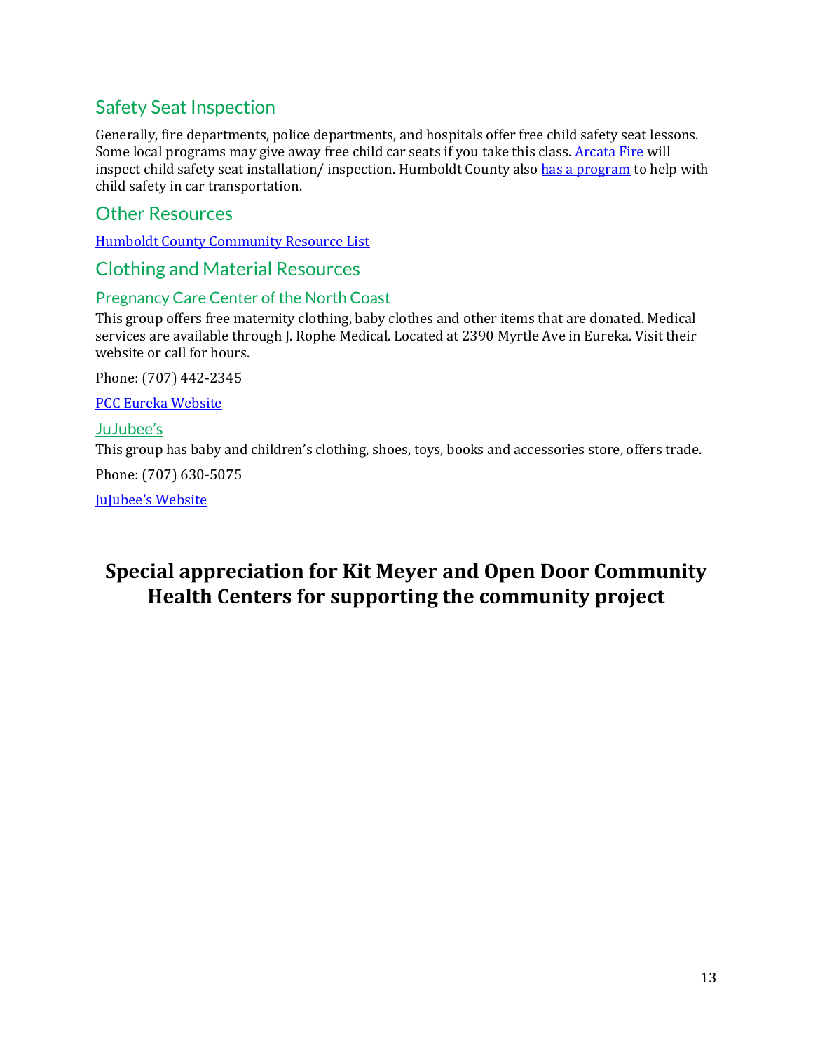## Safety Seat Inspection

Generally, fire departments, police departments, and hospitals offer free child safety seat lessons. Some local programs may give away free child car seats if you take this class. Arcata Fire will inspect child safety seat installation/ inspection. Humboldt County also has a program to help with child safety in car transportation.

## Other Resources

Humboldt County Community Resource List

## Clothing and Material Resources

### Pregnancy Care Center of the North Coast

This group offers free maternity clothing, baby clothes and other items that are donated. Medical services are available through J. Rophe Medical. Located at 2390 Myrtle Ave in Eureka. Visit their website or call for hours.

Phone: (707) 442-2345

PCC Eureka Website

### JuJubee's

This group has baby and children's clothing, shoes, toys, books and accessories store, offers trade.

Phone: (707) 630-5075

JuJubee's Website

**Special appreciation for Kit Meyer and Open Door Community Health Centers for supporting the community project**